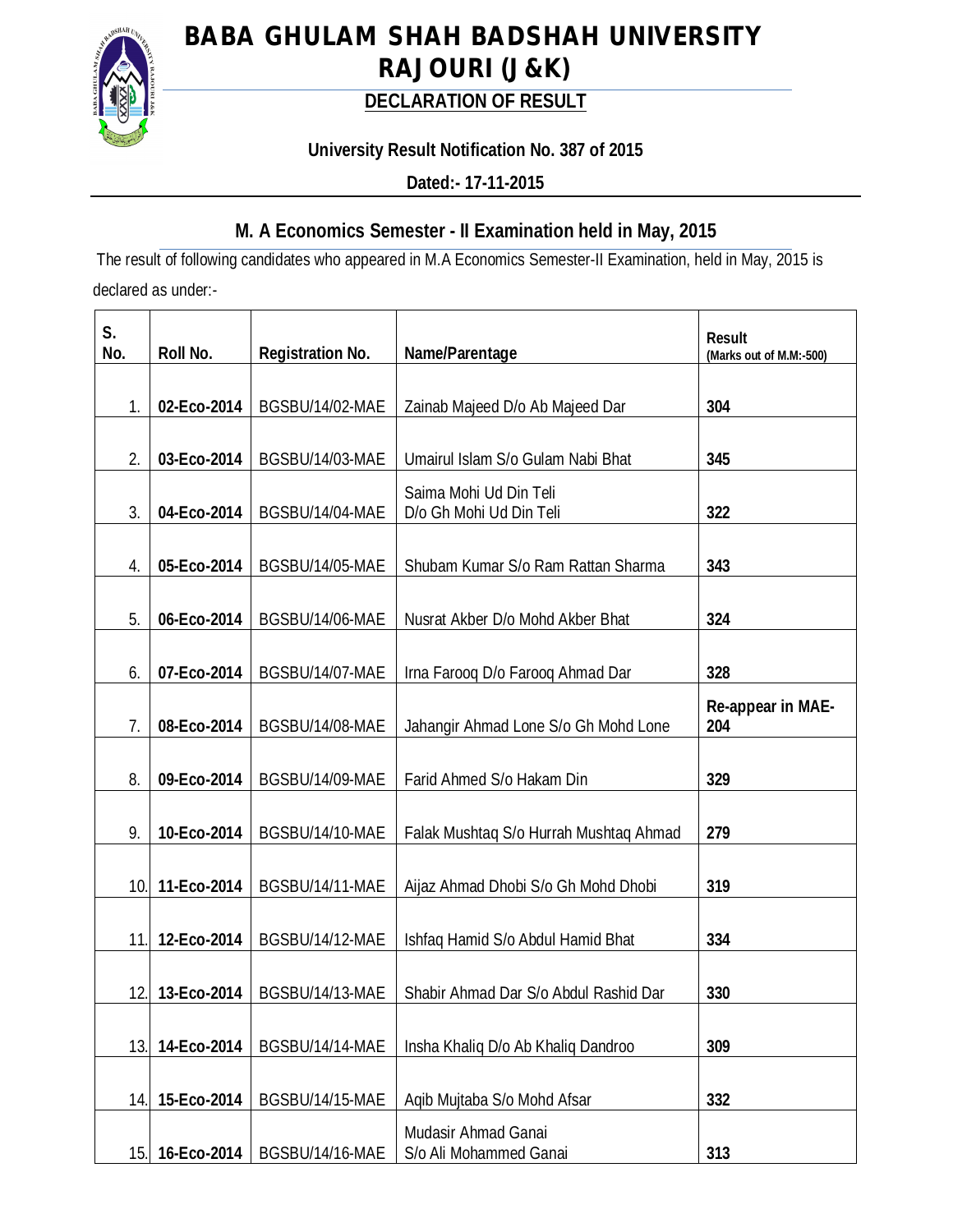# BABA GHULAM SHAH BADSHAH UNIVERSITY RAJOURI (J&K)

## DECLARATION OF RESULT

**University Result Notification No. 387 of 2015**

**Dated:- 17-11-2015**

## M. A Economics Semester - II Examination held in May, 2015

The result of following candidates who appeared in M.A Economics Semester-II Examination, held in May, 2015 is declared as under:-

| S. No. | Roll No. | Registration No. | Name/Parentage | Result (Marks out of M.M:-500) |
|---|---|---|---|---|
| 1. | **02-Eco-2014** | BGSBU/14/02-MAE | Zainab Majeed D/o Ab Majeed Dar | **304** |
| 2. | **03-Eco-2014** | BGSBU/14/03-MAE | Umairul Islam S/o Gulam Nabi Bhat | **345** |
| 3. | **04-Eco-2014** | BGSBU/14/04-MAE | Saima Mohi Ud Din Teli D/o Gh Mohi Ud Din Teli | **322** |
| 4. | **05-Eco-2014** | BGSBU/14/05-MAE | Shubam Kumar S/o Ram Rattan Sharma | **343** |
| 5. | **06-Eco-2014** | BGSBU/14/06-MAE | Nusrat Akber D/o Mohd Akber Bhat | **324** |
| 6. | **07-Eco-2014** | BGSBU/14/07-MAE | Irna Farooq D/o Farooq Ahmad Dar | **328** |
| 7. | **08-Eco-2014** | BGSBU/14/08-MAE | Jahangir Ahmad Lone S/o Gh Mohd Lone | **Re-appear in MAE-204** |
| 8. | **09-Eco-2014** | BGSBU/14/09-MAE | Farid Ahmed S/o Hakam Din | **329** |
| 9. | **10-Eco-2014** | BGSBU/14/10-MAE | Falak Mushtaq S/o Hurrah Mushtaq Ahmad | **279** |
| 10. | **11-Eco-2014** | BGSBU/14/11-MAE | Aijaz Ahmad Dhobi S/o Gh Mohd Dhobi | **319** |
| 11. | **12-Eco-2014** | BGSBU/14/12-MAE | Ishfaq Hamid S/o Abdul Hamid Bhat | **334** |
| 12. | **13-Eco-2014** | BGSBU/14/13-MAE | Shabir Ahmad Dar S/o Abdul Rashid Dar | **330** |
| 13. | **14-Eco-2014** | BGSBU/14/14-MAE | Insha Khaliq D/o Ab Khaliq Dandroo | **309** |
| 14. | **15-Eco-2014** | BGSBU/14/15-MAE | Aqib Mujtaba S/o Mohd Afsar | **332** |
| 15. | **16-Eco-2014** | BGSBU/14/16-MAE | Mudasir Ahmad Ganai S/o Ali Mohammed Ganai | **313** |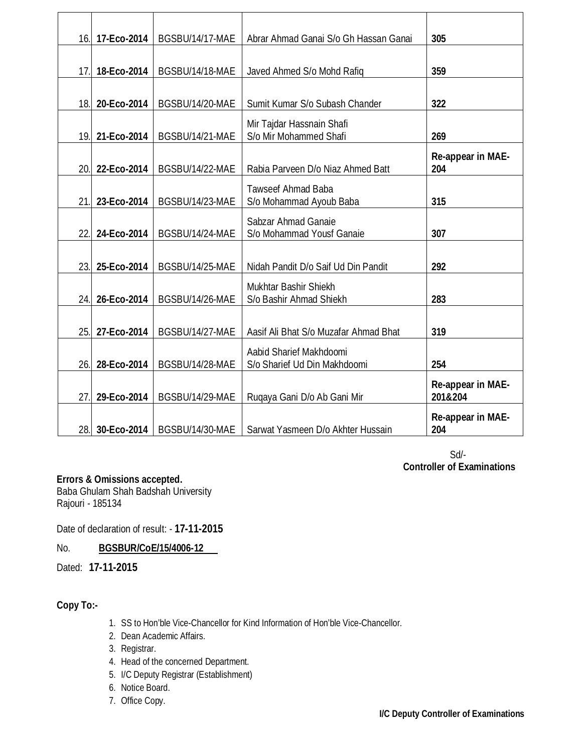| | | | | |
|---|---|---|---|---|
| 16. | **17-Eco-2014** | BGSBU/14/17-MAE | Abrar Ahmad Ganai S/o Gh Hassan Ganai | **305** |
| 17. | **18-Eco-2014** | BGSBU/14/18-MAE | Javed Ahmed S/o Mohd Rafiq | **359** |
| 18. | **20-Eco-2014** | BGSBU/14/20-MAE | Sumit Kumar S/o Subash Chander | **322** |
| 19. | **21-Eco-2014** | BGSBU/14/21-MAE | Mir Tajdar Hassnain Shafi S/o Mir Mohammed Shafi | **269** |
| 20. | **22-Eco-2014** | BGSBU/14/22-MAE | Rabia Parveen D/o Niaz Ahmed Batt | **Re-appear in MAE-204** |
| 21. | **23-Eco-2014** | BGSBU/14/23-MAE | Tawseef Ahmad Baba S/o Mohammad Ayoub Baba | **315** |
| 22. | **24-Eco-2014** | BGSBU/14/24-MAE | Sabzar Ahmad Ganaie S/o Mohammad Yousf Ganaie | **307** |
| 23. | **25-Eco-2014** | BGSBU/14/25-MAE | Nidah Pandit D/o Saif Ud Din Pandit | **292** |
| 24. | **26-Eco-2014** | BGSBU/14/26-MAE | Mukhtar Bashir Shiekh S/o Bashir Ahmad Shiekh | **283** |
| 25. | **27-Eco-2014** | BGSBU/14/27-MAE | Aasif Ali Bhat S/o Muzafar Ahmad Bhat | **319** |
| 26. | **28-Eco-2014** | BGSBU/14/28-MAE | Aabid Sharief Makhdoomi S/o Sharief Ud Din Makhdoomi | **254** |
| 27. | **29-Eco-2014** | BGSBU/14/29-MAE | Ruqaya Gani D/o Ab Gani Mir | **Re-appear in MAE-201&204** |
| 28. | **30-Eco-2014** | BGSBU/14/30-MAE | Sarwat Yasmeen D/o Akhter Hussain | **Re-appear in MAE-204** |

Sd/-
**Controller of Examinations**

**Errors & Omissions accepted.**
Baba Ghulam Shah Badshah University
Rajouri - 185134

Date of declaration of result: - **17-11-2015**

No. **BGSBUR/CoE/15/4006-12**

Dated: **17-11-2015**

**Copy To:-**

1. SS to Hon'ble Vice-Chancellor for Kind Information of Hon'ble Vice-Chancellor.
2. Dean Academic Affairs.
3. Registrar.
4. Head of the concerned Department.
5. I/C Deputy Registrar (Establishment)
6. Notice Board.
7. Office Copy.

**I/C Deputy Controller of Examinations**